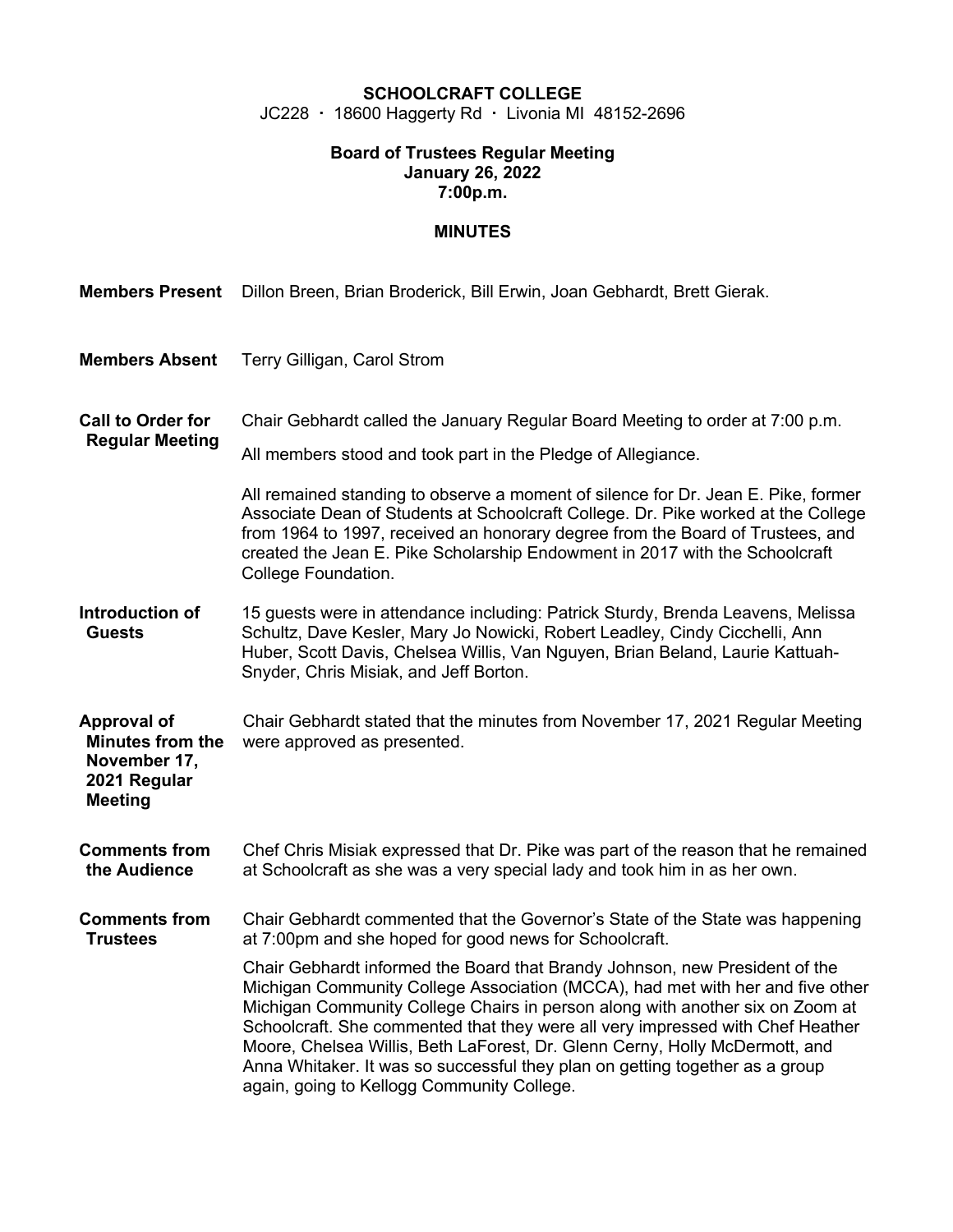**SCHOOLCRAFT COLLEGE**
JC228 · 18600 Haggerty Rd · Livonia MI 48152-2696

**Board of Trustees Regular Meeting**
**January 26, 2022**
**7:00p.m.**

**MINUTES**

**Members Present** Dillon Breen, Brian Broderick, Bill Erwin, Joan Gebhardt, Brett Gierak.

**Members Absent** Terry Gilligan, Carol Strom

**Call to Order for Regular Meeting**

Chair Gebhardt called the January Regular Board Meeting to order at 7:00 p.m.

All members stood and took part in the Pledge of Allegiance.

All remained standing to observe a moment of silence for Dr. Jean E. Pike, former Associate Dean of Students at Schoolcraft College. Dr. Pike worked at the College from 1964 to 1997, received an honorary degree from the Board of Trustees, and created the Jean E. Pike Scholarship Endowment in 2017 with the Schoolcraft College Foundation.

**Introduction of Guests**

15 guests were in attendance including: Patrick Sturdy, Brenda Leavens, Melissa Schultz, Dave Kesler, Mary Jo Nowicki, Robert Leadley, Cindy Cicchelli, Ann Huber, Scott Davis, Chelsea Willis, Van Nguyen, Brian Beland, Laurie Kattuah-Snyder, Chris Misiak, and Jeff Borton.

**Approval of Minutes from the November 17, 2021 Regular Meeting**

Chair Gebhardt stated that the minutes from November 17, 2021 Regular Meeting were approved as presented.

**Comments from the Audience**

Chef Chris Misiak expressed that Dr. Pike was part of the reason that he remained at Schoolcraft as she was a very special lady and took him in as her own.

**Comments from Trustees**

Chair Gebhardt commented that the Governor's State of the State was happening at 7:00pm and she hoped for good news for Schoolcraft.

Chair Gebhardt informed the Board that Brandy Johnson, new President of the Michigan Community College Association (MCCA), had met with her and five other Michigan Community College Chairs in person along with another six on Zoom at Schoolcraft. She commented that they were all very impressed with Chef Heather Moore, Chelsea Willis, Beth LaForest, Dr. Glenn Cerny, Holly McDermott, and Anna Whitaker. It was so successful they plan on getting together as a group again, going to Kellogg Community College.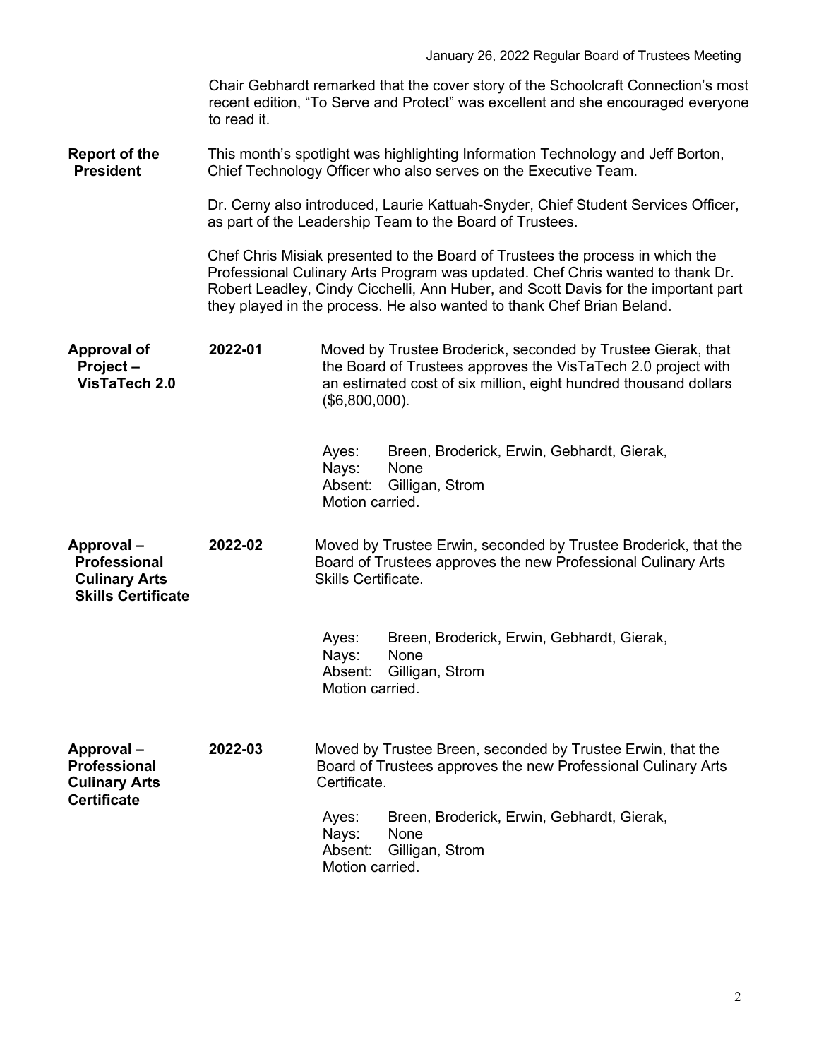Chair Gebhardt remarked that the cover story of the Schoolcraft Connection's most recent edition, "To Serve and Protect" was excellent and she encouraged everyone to read it.

**Report of the President**

This month's spotlight was highlighting Information Technology and Jeff Borton, Chief Technology Officer who also serves on the Executive Team.

Dr. Cerny also introduced, Laurie Kattuah-Snyder, Chief Student Services Officer, as part of the Leadership Team to the Board of Trustees.

Chef Chris Misiak presented to the Board of Trustees the process in which the Professional Culinary Arts Program was updated. Chef Chris wanted to thank Dr. Robert Leadley, Cindy Cicchelli, Ann Huber, and Scott Davis for the important part they played in the process. He also wanted to thank Chef Brian Beland.

**Approval of Project – VisTaTech 2.0**

**2022-01**

Moved by Trustee Broderick, seconded by Trustee Gierak, that the Board of Trustees approves the VisTaTech 2.0 project with an estimated cost of six million, eight hundred thousand dollars ($6,800,000).

Ayes: Breen, Broderick, Erwin, Gebhardt, Gierak,
Nays: None
Absent: Gilligan, Strom
Motion carried.

**Approval – Professional Culinary Arts Skills Certificate**

**2022-02**

Moved by Trustee Erwin, seconded by Trustee Broderick, that the Board of Trustees approves the new Professional Culinary Arts Skills Certificate.

Ayes: Breen, Broderick, Erwin, Gebhardt, Gierak,
Nays: None
Absent: Gilligan, Strom
Motion carried.

**Approval – Professional Culinary Arts Certificate**

**2022-03**

Moved by Trustee Breen, seconded by Trustee Erwin, that the Board of Trustees approves the new Professional Culinary Arts Certificate.

Ayes: Breen, Broderick, Erwin, Gebhardt, Gierak,
Nays: None
Absent: Gilligan, Strom
Motion carried.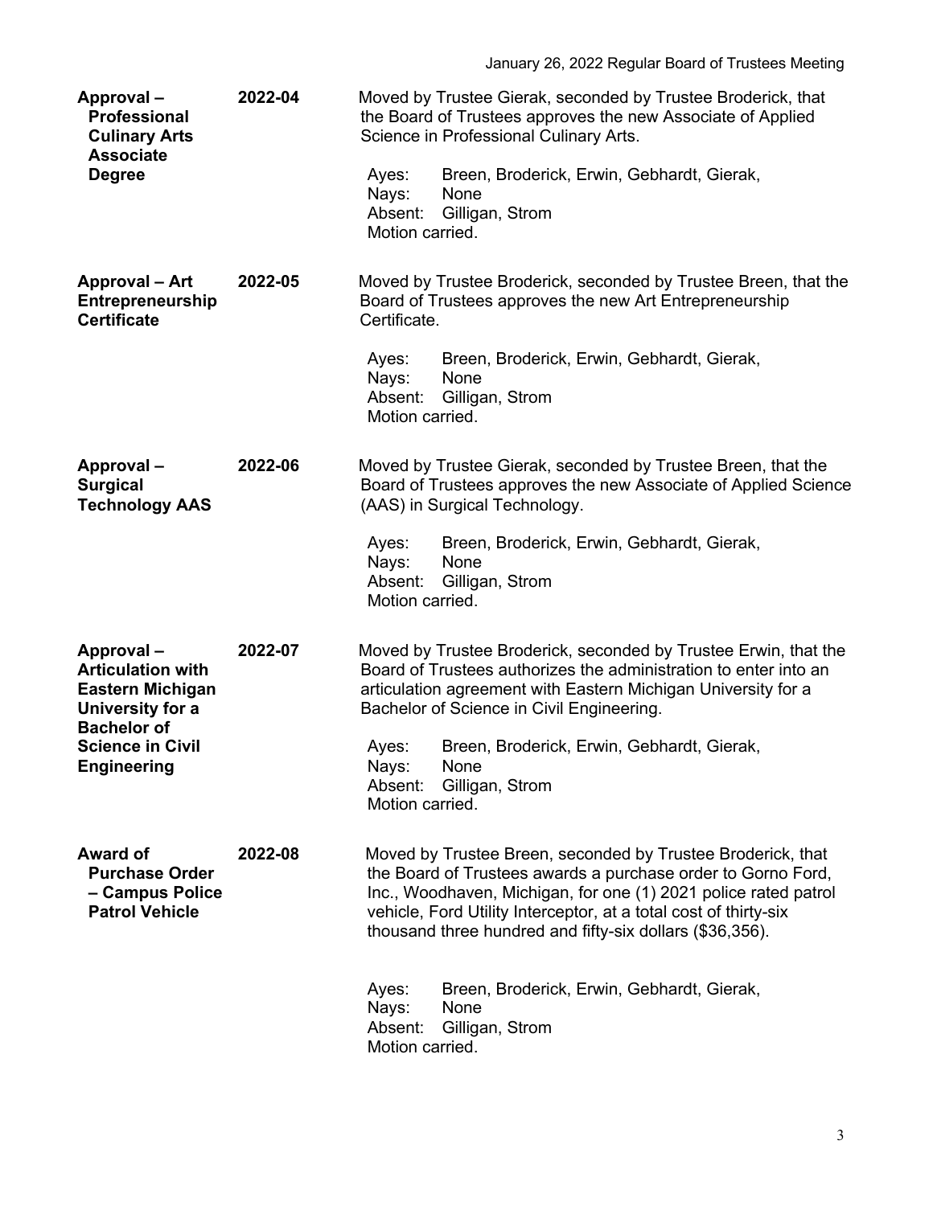**Approval – Professional Culinary Arts Associate Degree** **2022-04**

Moved by Trustee Gierak, seconded by Trustee Broderick, that the Board of Trustees approves the new Associate of Applied Science in Professional Culinary Arts.

Ayes: Breen, Broderick, Erwin, Gebhardt, Gierak,
Nays: None
Absent: Gilligan, Strom
Motion carried.

**Approval – Art Entrepreneurship Certificate** **2022-05**

Moved by Trustee Broderick, seconded by Trustee Breen, that the Board of Trustees approves the new Art Entrepreneurship Certificate.

Ayes: Breen, Broderick, Erwin, Gebhardt, Gierak,
Nays: None
Absent: Gilligan, Strom
Motion carried.

**Approval – Surgical Technology AAS** **2022-06**

Moved by Trustee Gierak, seconded by Trustee Breen, that the Board of Trustees approves the new Associate of Applied Science (AAS) in Surgical Technology.

Ayes: Breen, Broderick, Erwin, Gebhardt, Gierak,
Nays: None
Absent: Gilligan, Strom
Motion carried.

**Approval – Articulation with Eastern Michigan University for a Bachelor of Science in Civil Engineering** **2022-07**

Moved by Trustee Broderick, seconded by Trustee Erwin, that the Board of Trustees authorizes the administration to enter into an articulation agreement with Eastern Michigan University for a Bachelor of Science in Civil Engineering.

Ayes: Breen, Broderick, Erwin, Gebhardt, Gierak,
Nays: None
Absent: Gilligan, Strom
Motion carried.

**Award of Purchase Order – Campus Police Patrol Vehicle** **2022-08**

Moved by Trustee Breen, seconded by Trustee Broderick, that the Board of Trustees awards a purchase order to Gorno Ford, Inc., Woodhaven, Michigan, for one (1) 2021 police rated patrol vehicle, Ford Utility Interceptor, at a total cost of thirty-six thousand three hundred and fifty-six dollars ($36,356).

Ayes: Breen, Broderick, Erwin, Gebhardt, Gierak,
Nays: None
Absent: Gilligan, Strom
Motion carried.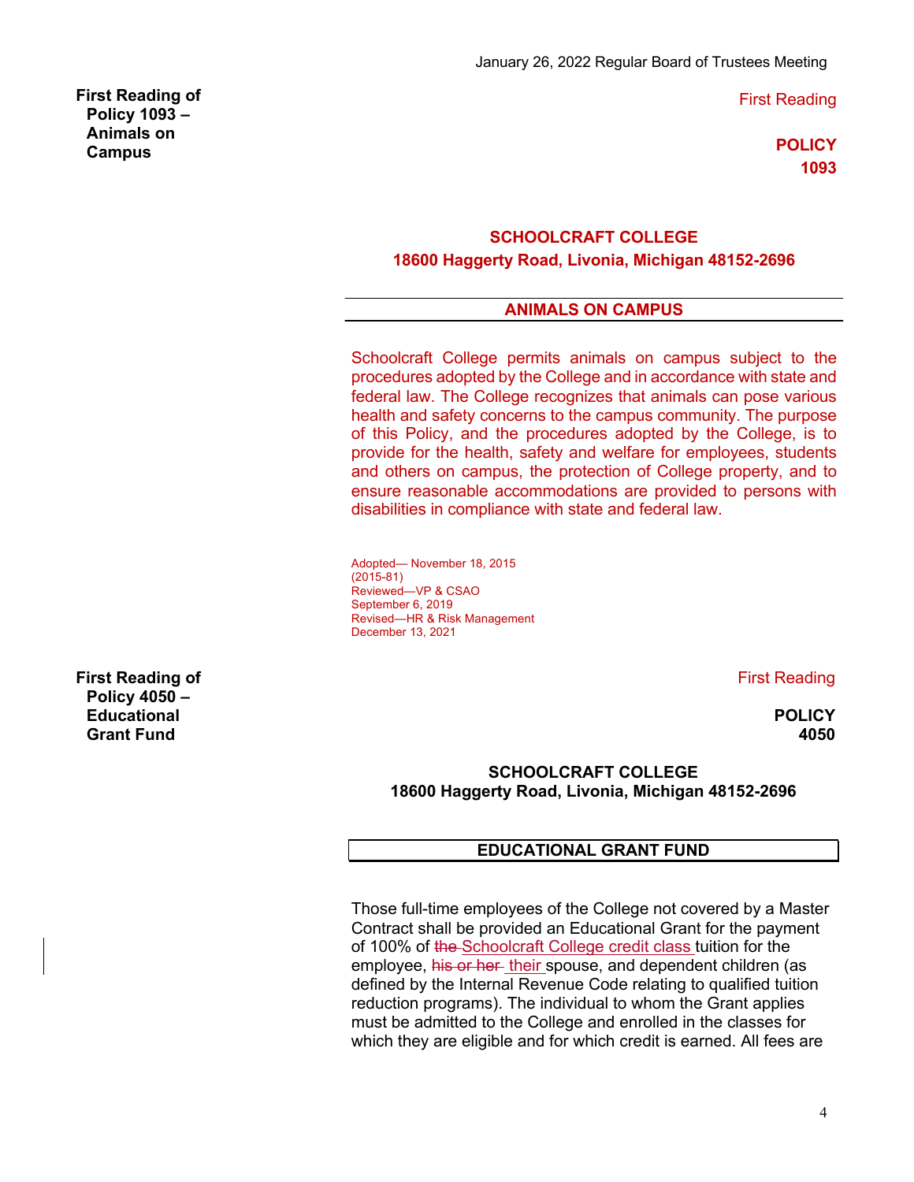January 26, 2022 Regular Board of Trustees Meeting

**First Reading of Policy 1093 – Animals on Campus**

First Reading

**POLICY 1093**

**SCHOOLCRAFT COLLEGE**
**18600 Haggerty Road, Livonia, Michigan 48152-2696**

## ANIMALS ON CAMPUS

Schoolcraft College permits animals on campus subject to the procedures adopted by the College and in accordance with state and federal law. The College recognizes that animals can pose various health and safety concerns to the campus community. The purpose of this Policy, and the procedures adopted by the College, is to provide for the health, safety and welfare for employees, students and others on campus, the protection of College property, and to ensure reasonable accommodations are provided to persons with disabilities in compliance with state and federal law.

Adopted— November 18, 2015
(2015-81)
Reviewed—VP & CSAO
September 6, 2019
Revised—HR & Risk Management
December 13, 2021

**First Reading of Policy 4050 – Educational Grant Fund**

First Reading

**POLICY 4050**

**SCHOOLCRAFT COLLEGE**
**18600 Haggerty Road, Livonia, Michigan 48152-2696**

## EDUCATIONAL GRANT FUND

Those full-time employees of the College not covered by a Master Contract shall be provided an Educational Grant for the payment of 100% of ~~the~~ Schoolcraft College credit class tuition for the employee, ~~his or her~~ their spouse, and dependent children (as defined by the Internal Revenue Code relating to qualified tuition reduction programs). The individual to whom the Grant applies must be admitted to the College and enrolled in the classes for which they are eligible and for which credit is earned. All fees are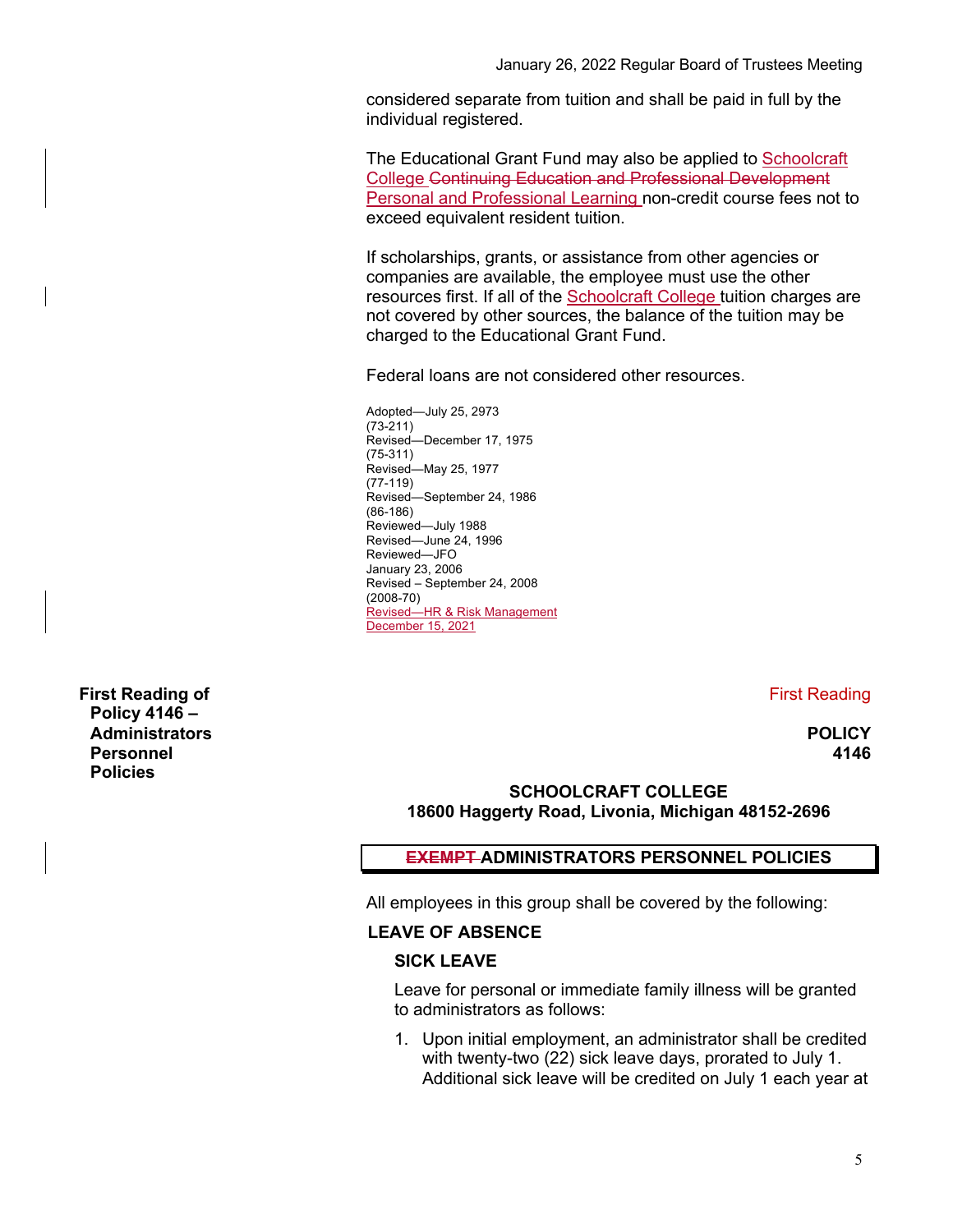considered separate from tuition and shall be paid in full by the individual registered.

The Educational Grant Fund may also be applied to Schoolcraft College ~~Continuing Education and Professional Development~~ Personal and Professional Learning non-credit course fees not to exceed equivalent resident tuition.

If scholarships, grants, or assistance from other agencies or companies are available, the employee must use the other resources first. If all of the Schoolcraft College tuition charges are not covered by other sources, the balance of the tuition may be charged to the Educational Grant Fund.

Federal loans are not considered other resources.

Adopted—July 25, 2973
(73-211)
Revised—December 17, 1975
(75-311)
Revised—May 25, 1977
(77-119)
Revised—September 24, 1986
(86-186)
Reviewed—July 1988
Revised—June 24, 1996
Reviewed—JFO
January 23, 2006
Revised – September 24, 2008
(2008-70)
Revised—HR & Risk Management
December 15, 2021

**First Reading of Policy 4146 – Administrators Personnel Policies**

First Reading

**POLICY 4146**

**SCHOOLCRAFT COLLEGE**
**18600 Haggerty Road, Livonia, Michigan 48152-2696**

## ~~EXEMPT~~ ADMINISTRATORS PERSONNEL POLICIES

All employees in this group shall be covered by the following:

### LEAVE OF ABSENCE

#### SICK LEAVE

Leave for personal or immediate family illness will be granted to administrators as follows:

1. Upon initial employment, an administrator shall be credited with twenty-two (22) sick leave days, prorated to July 1. Additional sick leave will be credited on July 1 each year at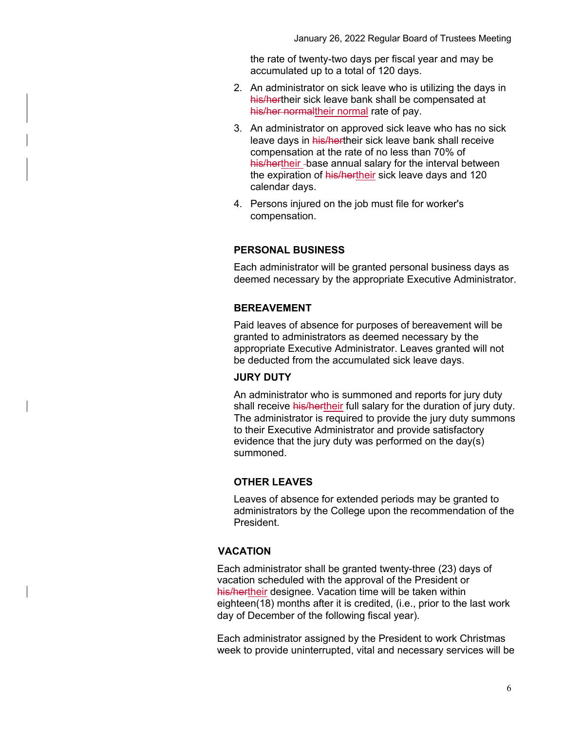the rate of twenty-two days per fiscal year and may be accumulated up to a total of 120 days.

2. An administrator on sick leave who is utilizing the days in ~~his/her~~their sick leave bank shall be compensated at ~~his/her normal~~<u>their normal</u> rate of pay.
3. An administrator on approved sick leave who has no sick leave days in ~~his/her~~their sick leave bank shall receive compensation at the rate of no less than 70% of ~~his/her~~<u>their</u> base annual salary for the interval between the expiration of ~~his/her~~<u>their</u> sick leave days and 120 calendar days.
4. Persons injured on the job must file for worker's compensation.

**PERSONAL BUSINESS**

Each administrator will be granted personal business days as deemed necessary by the appropriate Executive Administrator.

**BEREAVEMENT**

Paid leaves of absence for purposes of bereavement will be granted to administrators as deemed necessary by the appropriate Executive Administrator. Leaves granted will not be deducted from the accumulated sick leave days.

**JURY DUTY**

An administrator who is summoned and reports for jury duty shall receive ~~his/her~~<u>their</u> full salary for the duration of jury duty. The administrator is required to provide the jury duty summons to their Executive Administrator and provide satisfactory evidence that the jury duty was performed on the day(s) summoned.

**OTHER LEAVES**

Leaves of absence for extended periods may be granted to administrators by the College upon the recommendation of the President.

**VACATION**

Each administrator shall be granted twenty-three (23) days of vacation scheduled with the approval of the President or ~~his/her~~<u>their</u> designee. Vacation time will be taken within eighteen(18) months after it is credited, (i.e., prior to the last work day of December of the following fiscal year).

Each administrator assigned by the President to work Christmas week to provide uninterrupted, vital and necessary services will be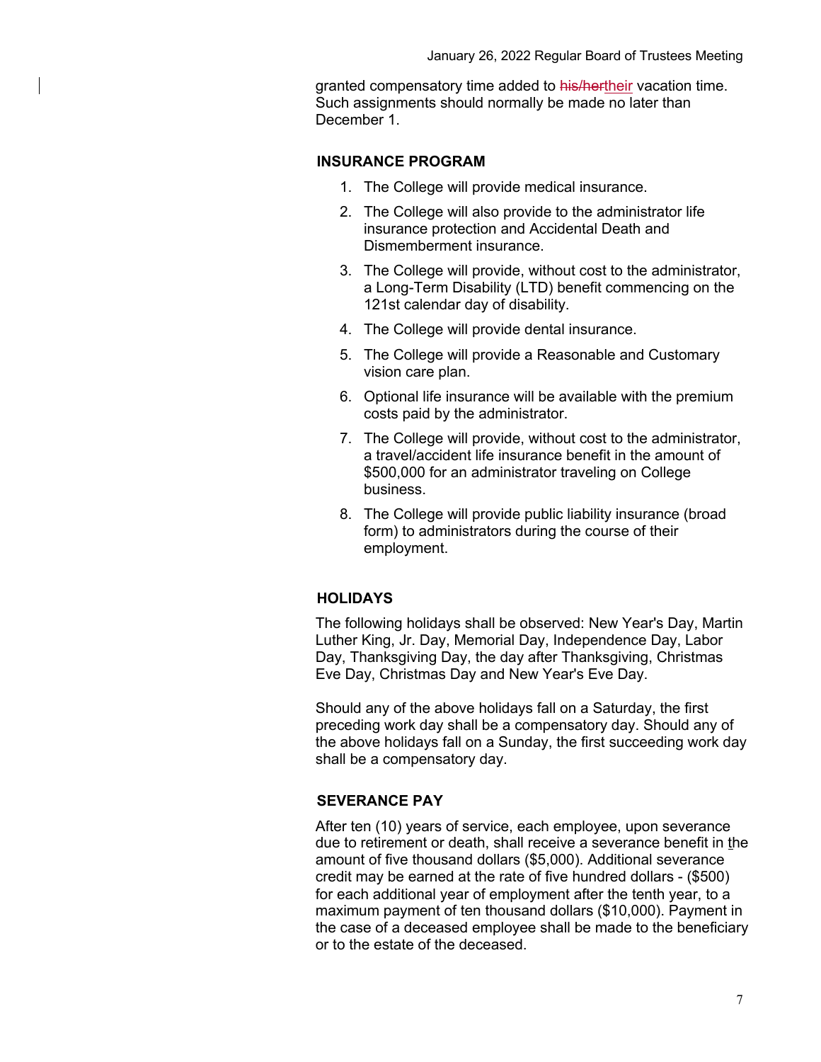granted compensatory time added to ~~his/her~~their vacation time. Such assignments should normally be made no later than December 1.

## INSURANCE PROGRAM

1. The College will provide medical insurance.
2. The College will also provide to the administrator life insurance protection and Accidental Death and Dismemberment insurance.
3. The College will provide, without cost to the administrator, a Long-Term Disability (LTD) benefit commencing on the 121st calendar day of disability.
4. The College will provide dental insurance.
5. The College will provide a Reasonable and Customary vision care plan.
6. Optional life insurance will be available with the premium costs paid by the administrator.
7. The College will provide, without cost to the administrator, a travel/accident life insurance benefit in the amount of $500,000 for an administrator traveling on College business.
8. The College will provide public liability insurance (broad form) to administrators during the course of their employment.

## HOLIDAYS

The following holidays shall be observed: New Year's Day, Martin Luther King, Jr. Day, Memorial Day, Independence Day, Labor Day, Thanksgiving Day, the day after Thanksgiving, Christmas Eve Day, Christmas Day and New Year's Eve Day.

Should any of the above holidays fall on a Saturday, the first preceding work day shall be a compensatory day. Should any of the above holidays fall on a Sunday, the first succeeding work day shall be a compensatory day.

## SEVERANCE PAY

After ten (10) years of service, each employee, upon severance due to retirement or death, shall receive a severance benefit in the amount of five thousand dollars ($5,000). Additional severance credit may be earned at the rate of five hundred dollars - ($500) for each additional year of employment after the tenth year, to a maximum payment of ten thousand dollars ($10,000). Payment in the case of a deceased employee shall be made to the beneficiary or to the estate of the deceased.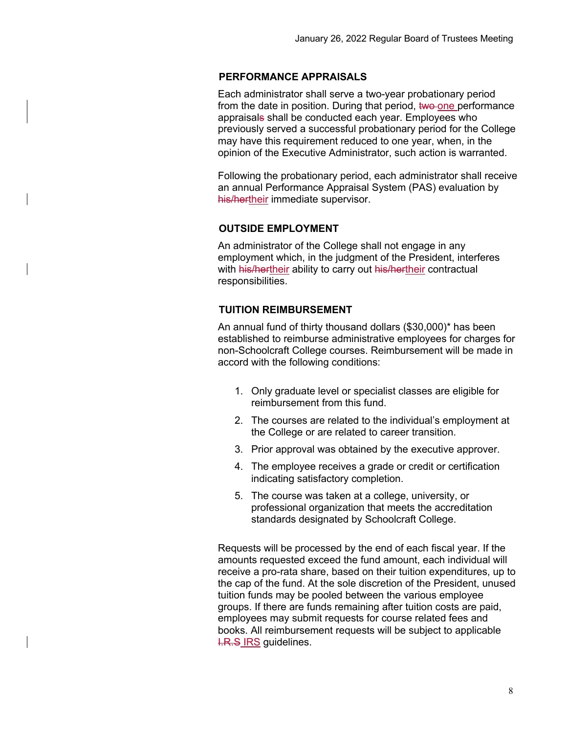## PERFORMANCE APPRAISALS

Each administrator shall serve a two-year probationary period from the date in position. During that period, ~~two~~ one performance appraisal~~s~~ shall be conducted each year. Employees who previously served a successful probationary period for the College may have this requirement reduced to one year, when, in the opinion of the Executive Administrator, such action is warranted.

Following the probationary period, each administrator shall receive an annual Performance Appraisal System (PAS) evaluation by ~~his/her~~their immediate supervisor.

## OUTSIDE EMPLOYMENT

An administrator of the College shall not engage in any employment which, in the judgment of the President, interferes with ~~his/her~~their ability to carry out ~~his/her~~their contractual responsibilities.

## TUITION REIMBURSEMENT

An annual fund of thirty thousand dollars ($30,000)* has been established to reimburse administrative employees for charges for non-Schoolcraft College courses. Reimbursement will be made in accord with the following conditions:

1. Only graduate level or specialist classes are eligible for reimbursement from this fund.
2. The courses are related to the individual's employment at the College or are related to career transition.
3. Prior approval was obtained by the executive approver.
4. The employee receives a grade or credit or certification indicating satisfactory completion.
5. The course was taken at a college, university, or professional organization that meets the accreditation standards designated by Schoolcraft College.

Requests will be processed by the end of each fiscal year. If the amounts requested exceed the fund amount, each individual will receive a pro-rata share, based on their tuition expenditures, up to the cap of the fund. At the sole discretion of the President, unused tuition funds may be pooled between the various employee groups. If there are funds remaining after tuition costs are paid, employees may submit requests for course related fees and books. All reimbursement requests will be subject to applicable ~~I.R.S~~ IRS guidelines.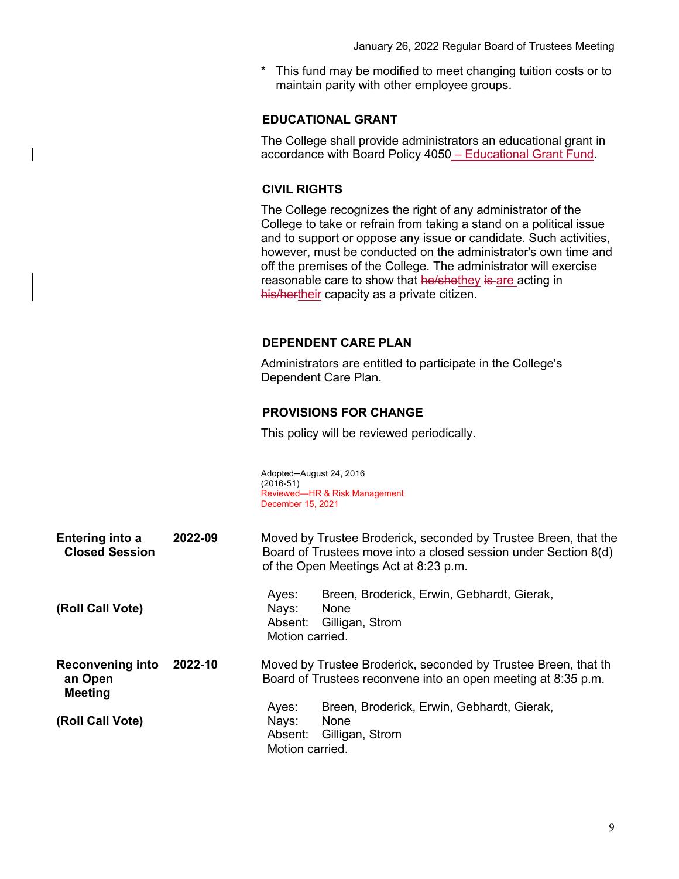* This fund may be modified to meet changing tuition costs or to maintain parity with other employee groups.

**EDUCATIONAL GRANT**

The College shall provide administrators an educational grant in accordance with Board Policy 4050 – Educational Grant Fund.

**CIVIL RIGHTS**

The College recognizes the right of any administrator of the College to take or refrain from taking a stand on a political issue and to support or oppose any issue or candidate. Such activities, however, must be conducted on the administrator's own time and off the premises of the College. The administrator will exercise reasonable care to show that ~~he/she~~they ~~is~~ are acting in ~~his/her~~their capacity as a private citizen.

**DEPENDENT CARE PLAN**

Administrators are entitled to participate in the College's Dependent Care Plan.

**PROVISIONS FOR CHANGE**

This policy will be reviewed periodically.

Adopted—August 24, 2016
(2016-51)
Reviewed—HR & Risk Management
December 15, 2021

**Entering into a Closed Session** **2022-09**

Moved by Trustee Broderick, seconded by Trustee Breen, that the Board of Trustees move into a closed session under Section 8(d) of the Open Meetings Act at 8:23 p.m.

**(Roll Call Vote)**

Ayes: Breen, Broderick, Erwin, Gebhardt, Gierak,
Nays: None
Absent: Gilligan, Strom
Motion carried.

**Reconvening into an Open Meeting** **2022-10**

Moved by Trustee Broderick, seconded by Trustee Breen, that th Board of Trustees reconvene into an open meeting at 8:35 p.m.

**(Roll Call Vote)**

Ayes: Breen, Broderick, Erwin, Gebhardt, Gierak,
Nays: None
Absent: Gilligan, Strom
Motion carried.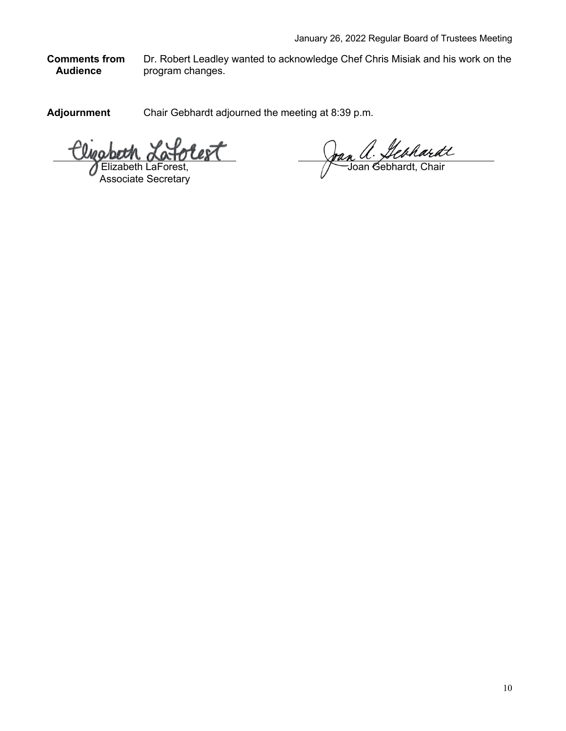**Comments from Audience**

Dr. Robert Leadley wanted to acknowledge Chef Chris Misiak and his work on the program changes.

**Adjournment**

Chair Gebhardt adjourned the meeting at 8:39 p.m.

Elizabeth LaForest,
Associate Secretary

Joan Gebhardt, Chair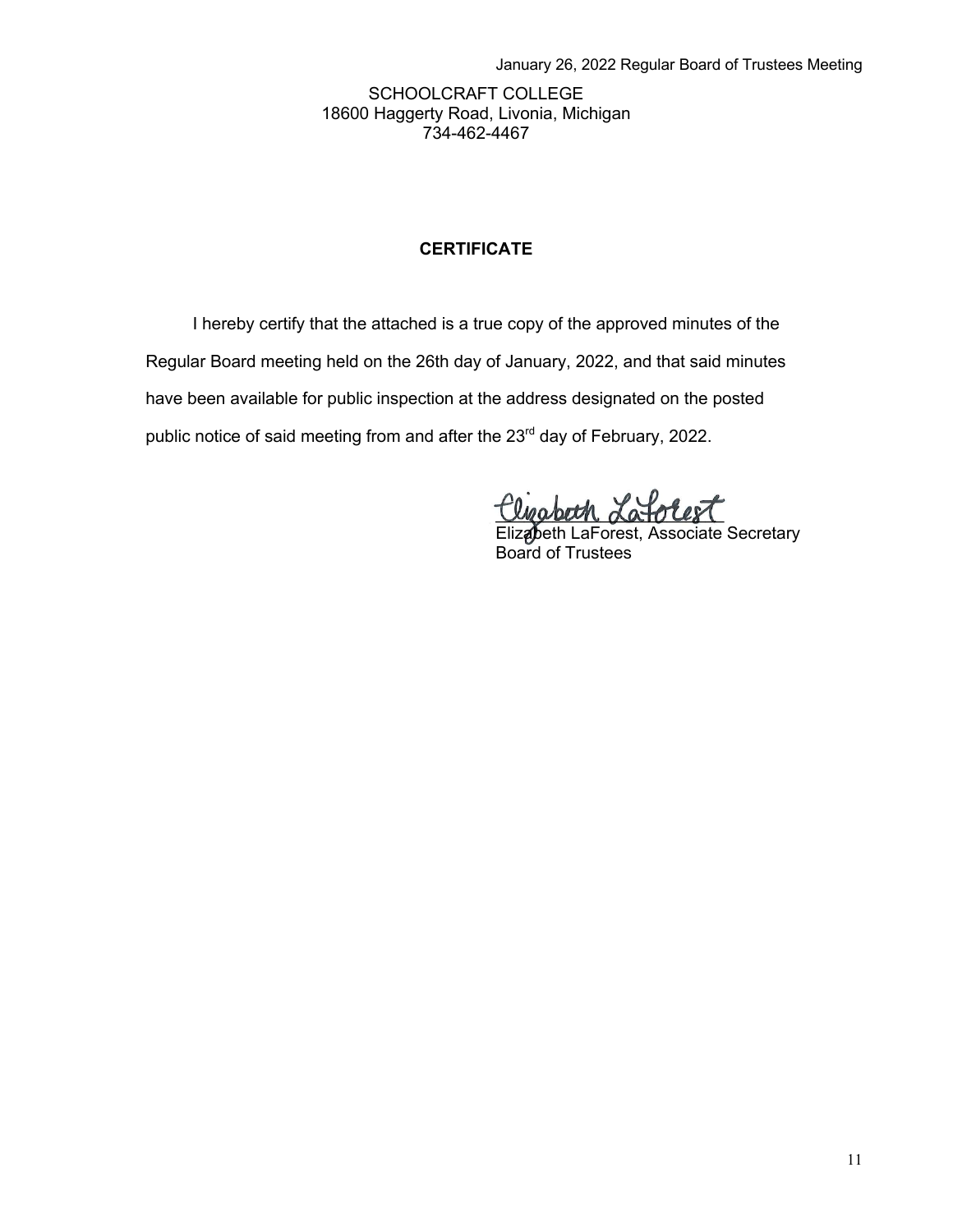SCHOOLCRAFT COLLEGE
18600 Haggerty Road, Livonia, Michigan
734-462-4467

**CERTIFICATE**

I hereby certify that the attached is a true copy of the approved minutes of the Regular Board meeting held on the 26th day of January, 2022, and that said minutes have been available for public inspection at the address designated on the posted public notice of said meeting from and after the 23rd day of February, 2022.

Elizabeth LaForest

Elizabeth LaForest, Associate Secretary
Board of Trustees